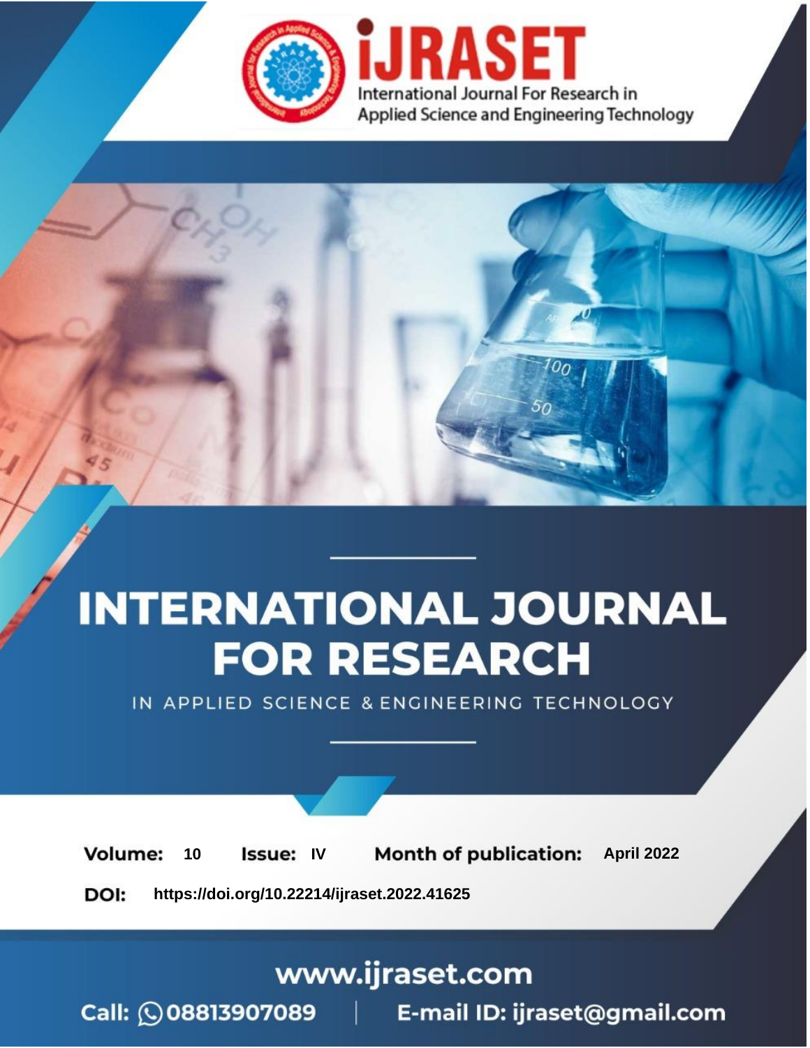# INTERNATIONAL JOURNAL FOR RESEARCH

IN APPLIED SCIENCE & ENGINEERING TECHNOLOGY

**Volume:** 10 **Issue:** IV **Month of publication:** April 2022

**DOI:** https://doi.org/10.22214/ijraset.2022.41625

www.ijraset.com

Call: 08813907089 | E-mail ID: ijraset@gmail.com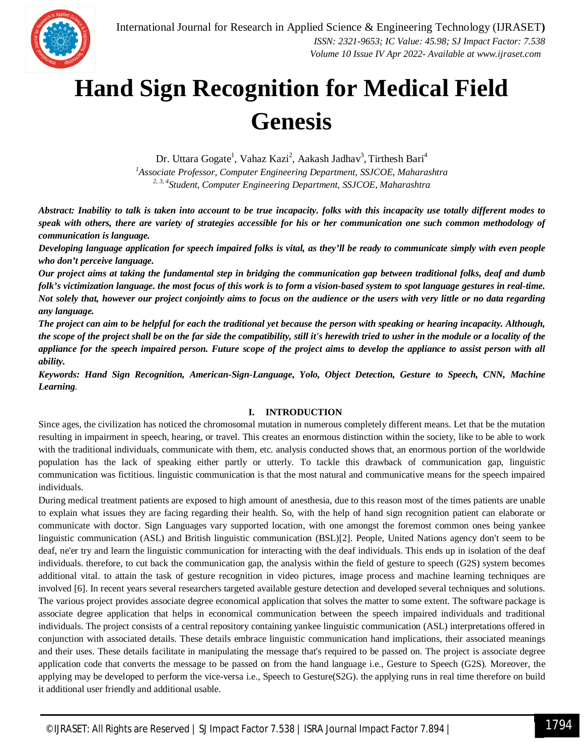# Hand Sign Recognition for Medical Field Genesis

Dr. Uttara Gogate[1], Vahaz Kazi[2], Aakash Jadhav[3], Tirthesh Bari[4]

[1]*Associate Professor, Computer Engineering Department, SSJCOE, Maharashtra*

[2, 3, 4]*Student, Computer Engineering Department, SSJCOE, Maharashtra*

***Abstract:** Inability to talk is taken into account to be true incapacity. folks with this incapacity use totally different modes to speak with others, there are variety of strategies accessible for his or her communication one such common methodology of communication is language.*

***Developing language application for speech impaired folks is vital, as they'll be ready to communicate simply with even people who don't perceive language.***

***Our project aims at taking the fundamental step in bridging the communication gap between traditional folks, deaf and dumb folk's victimization language. the most focus of this work is to form a vision-based system to spot language gestures in real-time. Not solely that, however our project conjointly aims to focus on the audience or the users with very little or no data regarding any language.***

***The project can aim to be helpful for each the traditional yet because the person with speaking or hearing incapacity. Although, the scope of the project shall be on the far side the compatibility, still it's herewith tried to usher in the module or a locality of the appliance for the speech impaired person. Future scope of the project aims to develop the appliance to assist person with all ability.***

***Keywords:** Hand Sign Recognition, American-Sign-Language, Yolo, Object Detection, Gesture to Speech, CNN, Machine Learning.*

## I. INTRODUCTION

Since ages, the civilization has noticed the chromosomal mutation in numerous completely different means. Let that be the mutation resulting in impairment in speech, hearing, or travel. This creates an enormous distinction within the society, like to be able to work with the traditional individuals, communicate with them, etc. analysis conducted shows that, an enormous portion of the worldwide population has the lack of speaking either partly or utterly. To tackle this drawback of communication gap, linguistic communication was fictitious. linguistic communication is that the most natural and communicative means for the speech impaired individuals.

During medical treatment patients are exposed to high amount of anesthesia, due to this reason most of the times patients are unable to explain what issues they are facing regarding their health. So, with the help of hand sign recognition patient can elaborate or communicate with doctor. Sign Languages vary supported location, with one amongst the foremost common ones being yankee linguistic communication (ASL) and British linguistic communication (BSL)[2]. People, United Nations agency don't seem to be deaf, ne'er try and learn the linguistic communication for interacting with the deaf individuals. This ends up in isolation of the deaf individuals. therefore, to cut back the communication gap, the analysis within the field of gesture to speech (G2S) system becomes additional vital. to attain the task of gesture recognition in video pictures, image process and machine learning techniques are involved [6]. In recent years several researchers targeted available gesture detection and developed several techniques and solutions. The various project provides associate degree economical application that solves the matter to some extent. The software package is associate degree application that helps in economical communication between the speech impaired individuals and traditional individuals. The project consists of a central repository containing yankee linguistic communication (ASL) interpretations offered in conjunction with associated details. These details embrace linguistic communication hand implications, their associated meanings and their uses. These details facilitate in manipulating the message that's required to be passed on. The project is associate degree application code that converts the message to be passed on from the hand language i.e., Gesture to Speech (G2S). Moreover, the applying may be developed to perform the vice-versa i.e., Speech to Gesture(S2G). the applying runs in real time therefore on build it additional user friendly and additional usable.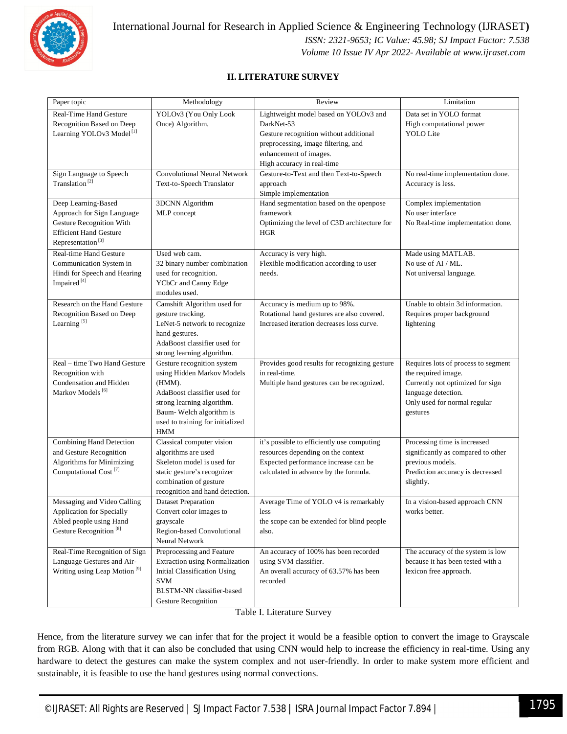## II. LITERATURE SURVEY

| Paper topic | Methodology | Review | Limitation |
|---|---|---|---|
| Real-Time Hand Gesture Recognition Based on Deep Learning YOLOv3 Model [1] | YOLOv3 (You Only Look Once) Algorithm. | Lightweight model based on YOLOv3 and DarkNet-53<br>Gesture recognition without additional preprocessing, image filtering, and enhancement of images.<br>High accuracy in real-time | Data set in YOLO format<br>High computational power<br>YOLO Lite |
| Sign Language to Speech Translation [2] | Convolutional Neural Network<br>Text-to-Speech Translator | Gesture-to-Text and then Text-to-Speech approach<br>Simple implementation | No real-time implementation done.<br>Accuracy is less. |
| Deep Learning-Based Approach for Sign Language Gesture Recognition With Efficient Hand Gesture Representation [3] | 3DCNN Algorithm<br>MLP concept | Hand segmentation based on the openpose framework<br>Optimizing the level of C3D architecture for HGR | Complex implementation<br>No user interface<br>No Real-time implementation done. |
| Real-time Hand Gesture Communication System in Hindi for Speech and Hearing Impaired [4] | Used web cam.<br>32 binary number combination used for recognition.<br>YCbCr and Canny Edge modules used. | Accuracy is very high.<br>Flexible modification according to user needs. | Made using MATLAB.<br>No use of AI / ML.<br>Not universal language. |
| Research on the Hand Gesture Recognition Based on Deep Learning [5] | Camshift Algorithm used for gesture tracking.<br>LeNet-5 network to recognize hand gestures.<br>AdaBoost classifier used for strong learning algorithm. | Accuracy is medium up to 98%.<br>Rotational hand gestures are also covered.<br>Increased iteration decreases loss curve. | Unable to obtain 3d information.<br>Requires proper background lightening |
| Real – time Two Hand Gesture Recognition with Condensation and Hidden Markov Models [6] | Gesture recognition system using Hidden Markov Models (HMM).<br>AdaBoost classifier used for strong learning algorithm.<br>Baum- Welch algorithm is used to training for initialized HMM | Provides good results for recognizing gesture in real-time.<br>Multiple hand gestures can be recognized. | Requires lots of process to segment the required image.<br>Currently not optimized for sign language detection.<br>Only used for normal regular gestures |
| Combining Hand Detection and Gesture Recognition Algorithms for Minimizing Computational Cost [7] | Classical computer vision algorithms are used<br>Skeleton model is used for static gesture's recognizer combination of gesture recognition and hand detection. | it's possible to efficiently use computing resources depending on the context<br>Expected performance increase can be calculated in advance by the formula. | Processing time is increased significantly as compared to other previous models.<br>Prediction accuracy is decreased slightly. |
| Messaging and Video Calling Application for Specially Abled people using Hand Gesture Recognition [8] | Dataset Preparation<br>Convert color images to grayscale<br>Region-based Convolutional Neural Network | Average Time of YOLO v4 is remarkably less<br>the scope can be extended for blind people also. | In a vision-based approach CNN works better. |
| Real-Time Recognition of Sign Language Gestures and Air-Writing using Leap Motion [9] | Preprocessing and Feature Extraction using Normalization<br>Initial Classification Using SVM<br>BLSTM-NN classifier-based Gesture Recognition | An accuracy of 100% has been recorded using SVM classifier.<br>An overall accuracy of 63.57% has been recorded | The accuracy of the system is low because it has been tested with a lexicon free approach. |

Table I. Literature Survey

Hence, from the literature survey we can infer that for the project it would be a feasible option to convert the image to Grayscale from RGB. Along with that it can also be concluded that using CNN would help to increase the efficiency in real-time. Using any hardware to detect the gestures can make the system complex and not user-friendly. In order to make system more efficient and sustainable, it is feasible to use the hand gestures using normal convections.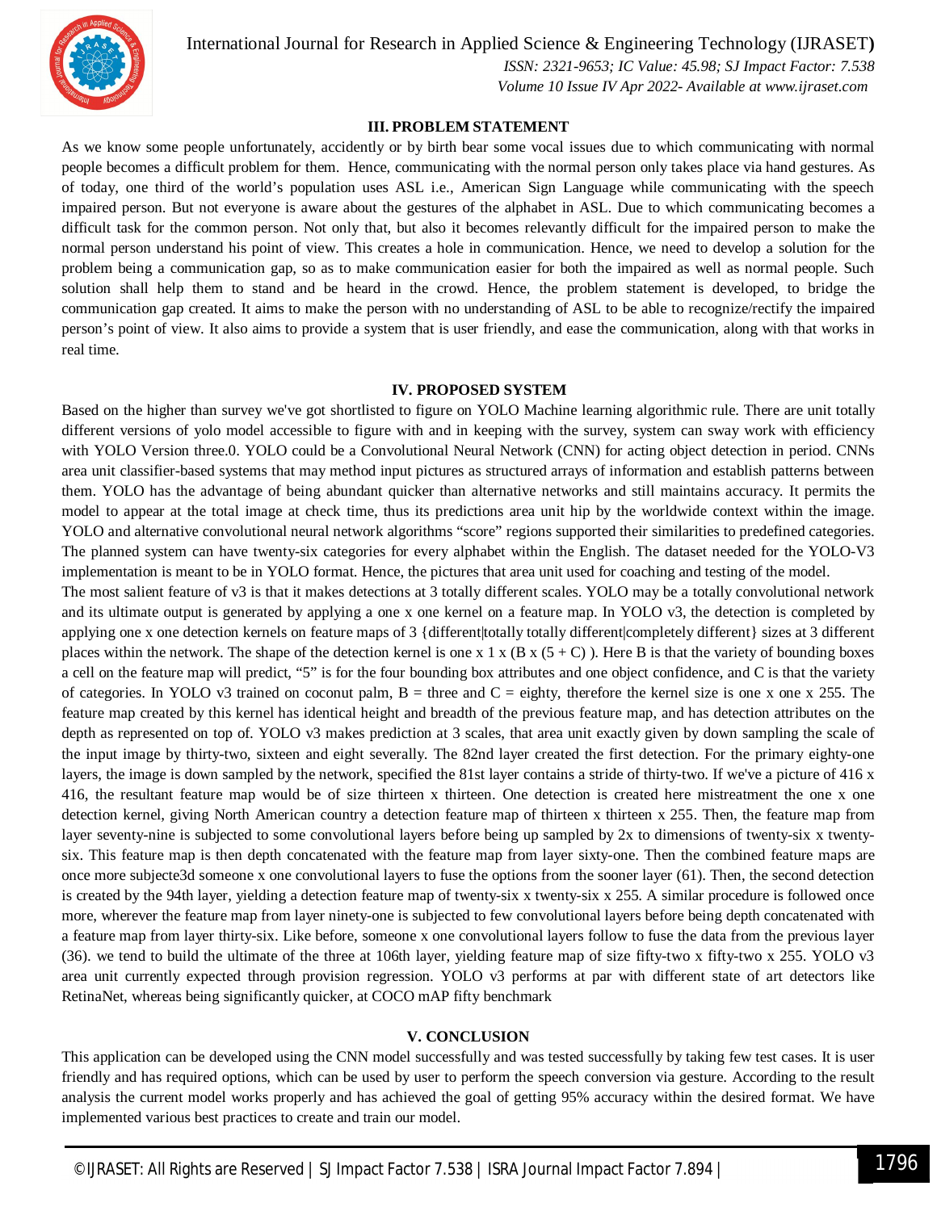## III. PROBLEM STATEMENT

As we know some people unfortunately, accidently or by birth bear some vocal issues due to which communicating with normal people becomes a difficult problem for them. Hence, communicating with the normal person only takes place via hand gestures. As of today, one third of the world's population uses ASL i.e., American Sign Language while communicating with the speech impaired person. But not everyone is aware about the gestures of the alphabet in ASL. Due to which communicating becomes a difficult task for the common person. Not only that, but also it becomes relevantly difficult for the impaired person to make the normal person understand his point of view. This creates a hole in communication. Hence, we need to develop a solution for the problem being a communication gap, so as to make communication easier for both the impaired as well as normal people. Such solution shall help them to stand and be heard in the crowd. Hence, the problem statement is developed, to bridge the communication gap created. It aims to make the person with no understanding of ASL to be able to recognize/rectify the impaired person's point of view. It also aims to provide a system that is user friendly, and ease the communication, along with that works in real time.

## IV. PROPOSED SYSTEM

Based on the higher than survey we've got shortlisted to figure on YOLO Machine learning algorithmic rule. There are unit totally different versions of yolo model accessible to figure with and in keeping with the survey, system can sway work with efficiency with YOLO Version three.0. YOLO could be a Convolutional Neural Network (CNN) for acting object detection in period. CNNs area unit classifier-based systems that may method input pictures as structured arrays of information and establish patterns between them. YOLO has the advantage of being abundant quicker than alternative networks and still maintains accuracy. It permits the model to appear at the total image at check time, thus its predictions area unit hip by the worldwide context within the image. YOLO and alternative convolutional neural network algorithms "score" regions supported their similarities to predefined categories. The planned system can have twenty-six categories for every alphabet within the English. The dataset needed for the YOLO-V3 implementation is meant to be in YOLO format. Hence, the pictures that area unit used for coaching and testing of the model.

The most salient feature of v3 is that it makes detections at 3 totally different scales. YOLO may be a totally convolutional network and its ultimate output is generated by applying a one x one kernel on a feature map. In YOLO v3, the detection is completed by applying one x one detection kernels on feature maps of 3 {different|totally totally different|completely different} sizes at 3 different places within the network. The shape of the detection kernel is one x 1 x (B x (5 + C) ). Here B is that the variety of bounding boxes a cell on the feature map will predict, "5" is for the four bounding box attributes and one object confidence, and C is that the variety of categories. In YOLO v3 trained on coconut palm, B = three and C = eighty, therefore the kernel size is one x one x 255. The feature map created by this kernel has identical height and breadth of the previous feature map, and has detection attributes on the depth as represented on top of. YOLO v3 makes prediction at 3 scales, that area unit exactly given by down sampling the scale of the input image by thirty-two, sixteen and eight severally. The 82nd layer created the first detection. For the primary eighty-one layers, the image is down sampled by the network, specified the 81st layer contains a stride of thirty-two. If we've a picture of 416 x 416, the resultant feature map would be of size thirteen x thirteen. One detection is created here mistreatment the one x one detection kernel, giving North American country a detection feature map of thirteen x thirteen x 255. Then, the feature map from layer seventy-nine is subjected to some convolutional layers before being up sampled by 2x to dimensions of twenty-six x twenty-six. This feature map is then depth concatenated with the feature map from layer sixty-one. Then the combined feature maps are once more subjecte3d someone x one convolutional layers to fuse the options from the sooner layer (61). Then, the second detection is created by the 94th layer, yielding a detection feature map of twenty-six x twenty-six x 255. A similar procedure is followed once more, wherever the feature map from layer ninety-one is subjected to few convolutional layers before being depth concatenated with a feature map from layer thirty-six. Like before, someone x one convolutional layers follow to fuse the data from the previous layer (36). we tend to build the ultimate of the three at 106th layer, yielding feature map of size fifty-two x fifty-two x 255. YOLO v3 area unit currently expected through provision regression. YOLO v3 performs at par with different state of art detectors like RetinaNet, whereas being significantly quicker, at COCO mAP fifty benchmark

## V. CONCLUSION

This application can be developed using the CNN model successfully and was tested successfully by taking few test cases. It is user friendly and has required options, which can be used by user to perform the speech conversion via gesture. According to the result analysis the current model works properly and has achieved the goal of getting 95% accuracy within the desired format. We have implemented various best practices to create and train our model.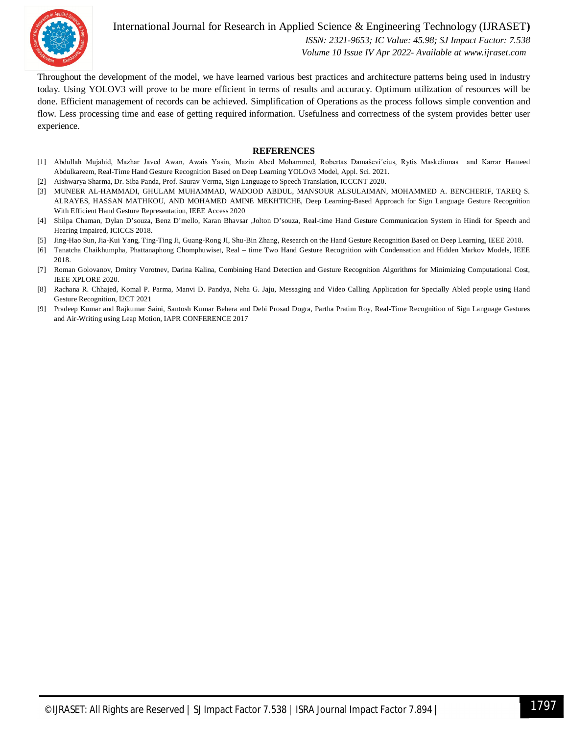Throughout the development of the model, we have learned various best practices and architecture patterns being used in industry today. Using YOLOV3 will prove to be more efficient in terms of results and accuracy. Optimum utilization of resources will be done. Efficient management of records can be achieved. Simplification of Operations as the process follows simple convention and flow. Less processing time and ease of getting required information. Usefulness and correctness of the system provides better user experience.

## REFERENCES

[1] Abdullah Mujahid, Mazhar Javed Awan, Awais Yasin, Mazin Abed Mohammed, Robertas Damaševiˇcius, Rytis Maskeliunas and Karrar Hameed Abdulkareem, Real-Time Hand Gesture Recognition Based on Deep Learning YOLOv3 Model, Appl. Sci. 2021.

[2] Aishwarya Sharma, Dr. Siba Panda, Prof. Saurav Verma, Sign Language to Speech Translation, ICCCNT 2020.

[3] MUNEER AL-HAMMADI, GHULAM MUHAMMAD, WADOOD ABDUL, MANSOUR ALSULAIMAN, MOHAMMED A. BENCHERIF, TAREQ S. ALRAYES, HASSAN MATHKOU, AND MOHAMED AMINE MEKHTICHE, Deep Learning-Based Approach for Sign Language Gesture Recognition With Efficient Hand Gesture Representation, IEEE Access 2020

[4] Shilpa Chaman, Dylan D'souza, Benz D'mello, Karan Bhavsar ,Jolton D'souza, Real-time Hand Gesture Communication System in Hindi for Speech and Hearing Impaired, ICICCS 2018.

[5] Jing-Hao Sun, Jia-Kui Yang, Ting-Ting Ji, Guang-Rong JI, Shu-Bin Zhang, Research on the Hand Gesture Recognition Based on Deep Learning, IEEE 2018.

[6] Tanatcha Chaikhumpha, Phattanaphong Chomphuwiset, Real – time Two Hand Gesture Recognition with Condensation and Hidden Markov Models, IEEE 2018.

[7] Roman Golovanov, Dmitry Vorotnev, Darina Kalina, Combining Hand Detection and Gesture Recognition Algorithms for Minimizing Computational Cost, IEEE XPLORE 2020.

[8] Rachana R. Chhajed, Komal P. Parma, Manvi D. Pandya, Neha G. Jaju, Messaging and Video Calling Application for Specially Abled people using Hand Gesture Recognition, I2CT 2021

[9] Pradeep Kumar and Rajkumar Saini, Santosh Kumar Behera and Debi Prosad Dogra, Partha Pratim Roy, Real-Time Recognition of Sign Language Gestures and Air-Writing using Leap Motion, IAPR CONFERENCE 2017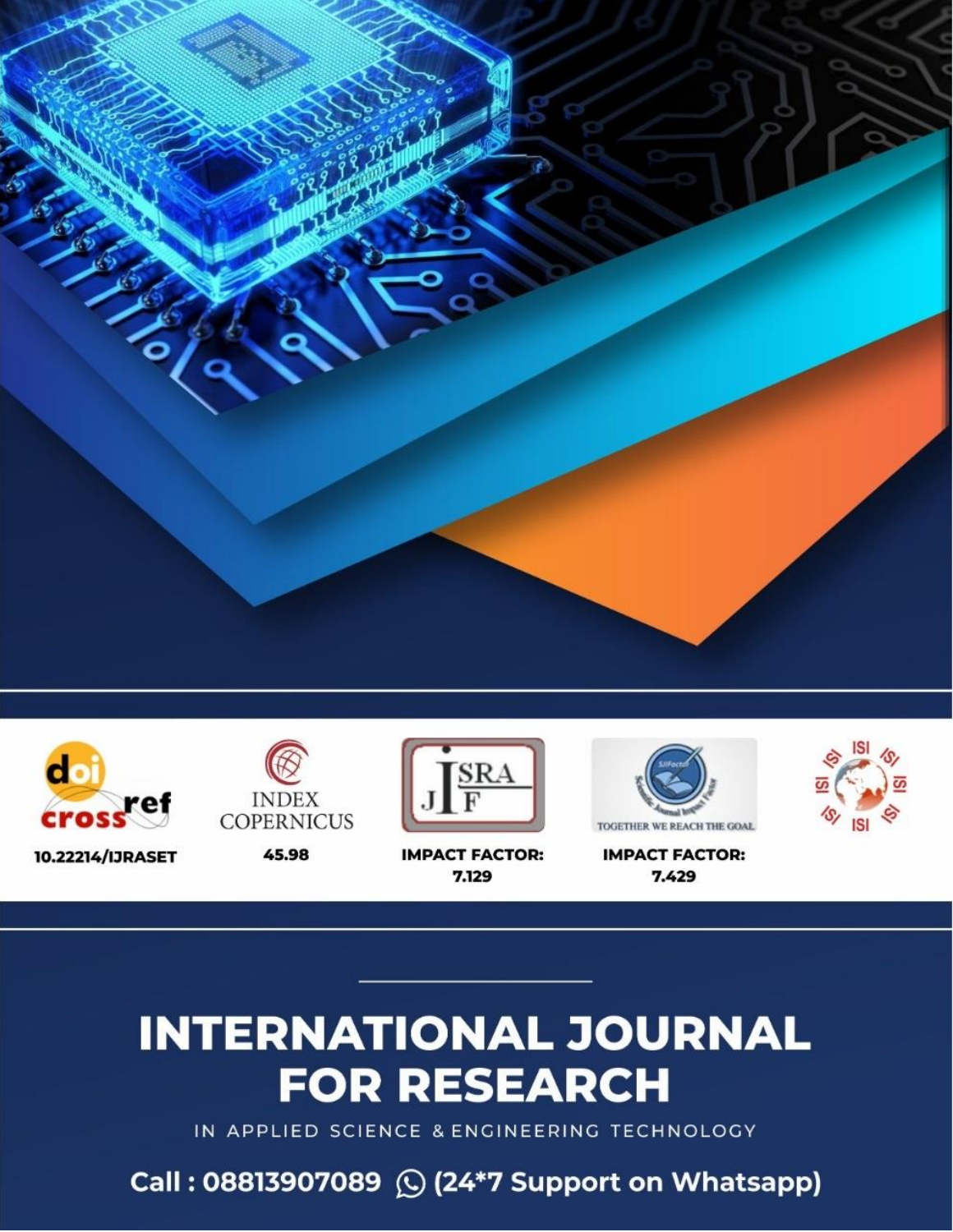10.22214/IJRASET

45.98

IMPACT FACTOR: 7.129

IMPACT FACTOR: 7.429

# INTERNATIONAL JOURNAL FOR RESEARCH

IN APPLIED SCIENCE & ENGINEERING TECHNOLOGY

Call : 08813907089 (24*7 Support on Whatsapp)